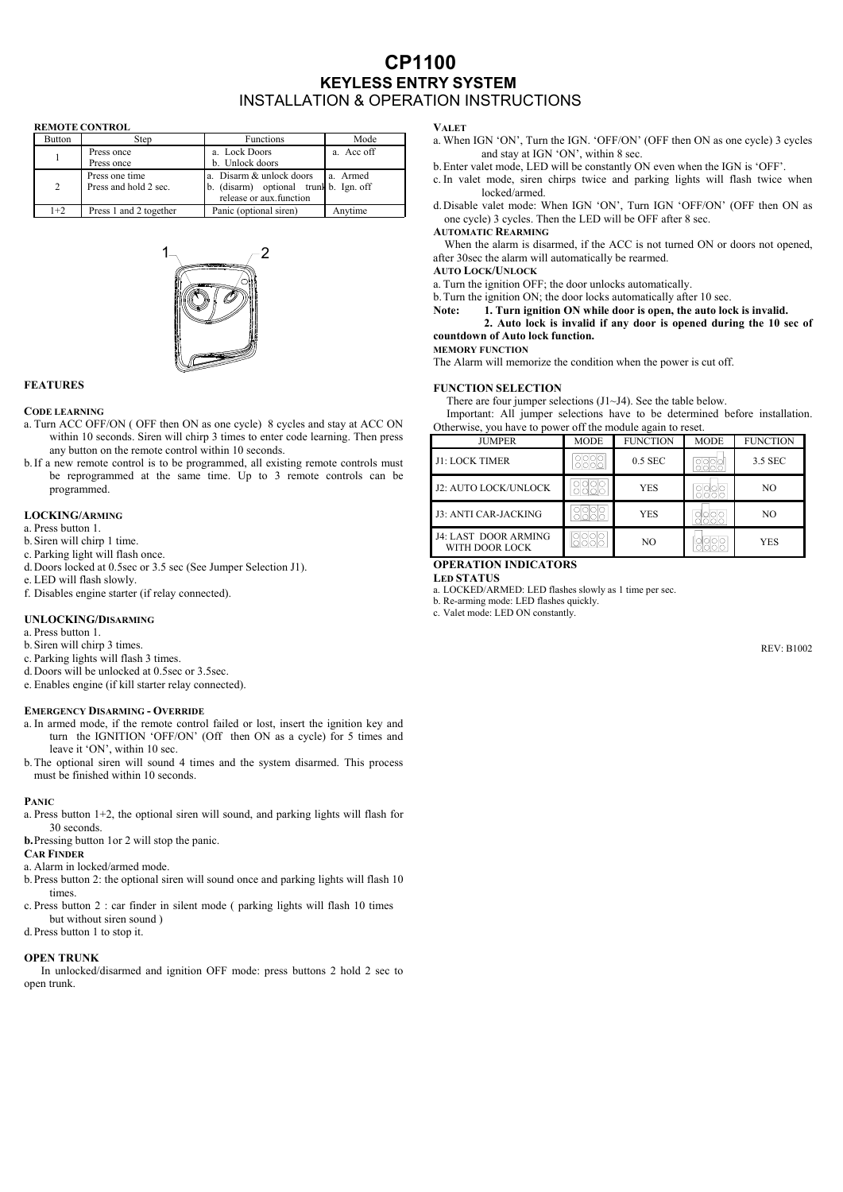# CP1100

## KEYLESS ENTRY SYSTEM

## INSTALLATION & OPERATION INSTRUCTIONS

### REMOTE CONTROL

| Button | Step | Functions | Mode |
|---|---|---|---|
| 1 | Press once<br>Press once | a. Lock Doors<br>b. Unlock doors | a. Acc off |
| 2 | Press one time<br>Press and hold 2 sec. | a. Disarm & unlock doors<br>b. (disarm) optional trunk release or aux.function | a. Armed<br>b. Ign. off |
| 1+2 | Press 1 and 2 together | Panic (optional siren) | Anytime |

### FEATURES

**CODE LEARNING**

a. Turn ACC OFF/ON ( OFF then ON as one cycle) 8 cycles and stay at ACC ON within 10 seconds. Siren will chirp 3 times to enter code learning. Then press any button on the remote control within 10 seconds.

b. If a new remote control is to be programmed, all existing remote controls must be reprogrammed at the same time. Up to 3 remote controls can be programmed.

### LOCKING/ARMING

a. Press button 1.
b. Siren will chirp 1 time.
c. Parking light will flash once.
d. Doors locked at 0.5sec or 3.5 sec (See Jumper Selection J1).
e. LED will flash slowly.
f. Disables engine starter (if relay connected).

### UNLOCKING/DISARMING

a. Press button 1.
b. Siren will chirp 3 times.
c. Parking lights will flash 3 times.
d. Doors will be unlocked at 0.5sec or 3.5sec.
e. Enables engine (if kill starter relay connected).

**EMERGENCY DISARMING - OVERRIDE**

a. In armed mode, if the remote control failed or lost, insert the ignition key and turn the IGNITION 'OFF/ON' (Off then ON as a cycle) for 5 times and leave it 'ON', within 10 sec.

b. The optional siren will sound 4 times and the system disarmed. This process must be finished within 10 seconds.

**PANIC**

a. Press button 1+2, the optional siren will sound, and parking lights will flash for 30 seconds.

**b.** Pressing button 1or 2 will stop the panic.

**CAR FINDER**

a. Alarm in locked/armed mode.
b. Press button 2: the optional siren will sound once and parking lights will flash 10 times.
c. Press button 2 : car finder in silent mode ( parking lights will flash 10 times but without siren sound )
d. Press button 1 to stop it.

### OPEN TRUNK

In unlocked/disarmed and ignition OFF mode: press buttons 2 hold 2 sec to open trunk.

**VALET**

a. When IGN 'ON', Turn the IGN. 'OFF/ON' (OFF then ON as one cycle) 3 cycles and stay at IGN 'ON', within 8 sec.
b. Enter valet mode, LED will be constantly ON even when the IGN is 'OFF'.
c. In valet mode, siren chirps twice and parking lights will flash twice when locked/armed.
d. Disable valet mode: When IGN 'ON', Turn IGN 'OFF/ON' (OFF then ON as one cycle) 3 cycles. Then the LED will be OFF after 8 sec.

**AUTOMATIC REARMING**

When the alarm is disarmed, if the ACC is not turned ON or doors not opened, after 30sec the alarm will automatically be rearmed.

**AUTO LOCK/UNLOCK**

a. Turn the ignition OFF; the door unlocks automatically.
b. Turn the ignition ON; the door locks automatically after 10 sec.

**Note: 1. Turn ignition ON while door is open, the auto lock is invalid.**
**2. Auto lock is invalid if any door is opened during the 10 sec of countdown of Auto lock function.**

**MEMORY FUNCTION**

The Alarm will memorize the condition when the power is cut off.

### FUNCTION SELECTION

There are four jumper selections (J1~J4). See the table below.

Important: All jumper selections have to be determined before installation. Otherwise, you have to power off the module again to reset.

| JUMPER | MODE | FUNCTION | MODE | FUNCTION |
|---|---|---|---|---|
| J1: LOCK TIMER | | 0.5 SEC | | 3.5 SEC |
| J2: AUTO LOCK/UNLOCK | | YES | | NO |
| J3: ANTI CAR-JACKING | | YES | | NO |
| J4: LAST DOOR ARMING WITH DOOR LOCK | | NO | | YES |

### OPERATION INDICATORS

**LED STATUS**

a. LOCKED/ARMED: LED flashes slowly as 1 time per sec.
b. Re-arming mode: LED flashes quickly.
c. Valet mode: LED ON constantly.

REV: B1002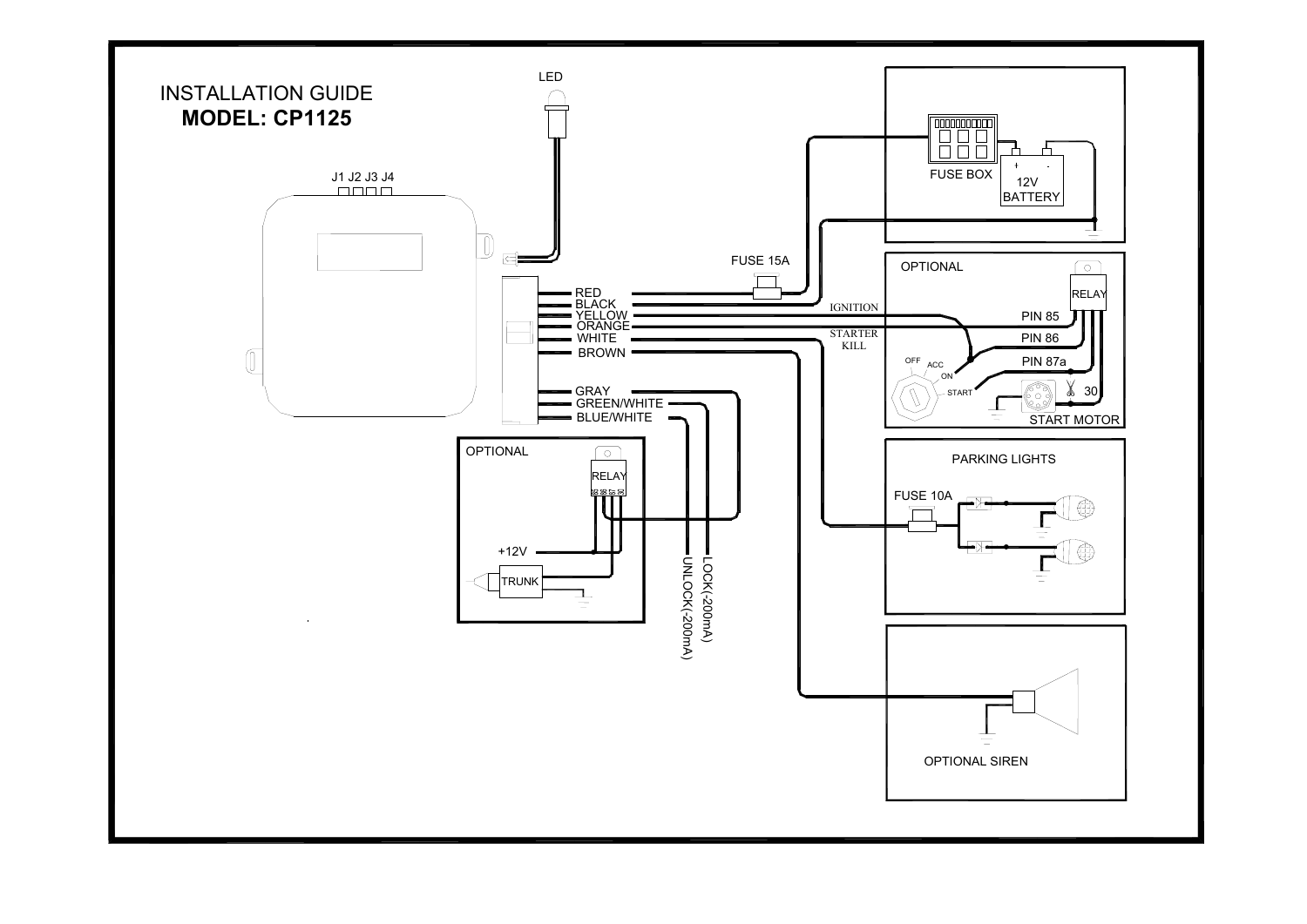# INSTALLATION GUIDE
## MODEL: CP1125

LED

J1 J2 J3 J4

RED
BLACK
YELLOW
ORANGE
WHITE
BROWN

GRAY
GREEN/WHITE
BLUE/WHITE

FUSE 15A

FUSE BOX

12V
BATTERY

IGNITION

STARTER
KILL

OPTIONAL

RELAY

PIN 85
PIN 86
PIN 87a

OFF ACC ON START

30

START MOTOR

OPTIONAL

RELAY

+12V

TRUNK

UNLOCK(-200mA)

LOCK(-200mA)

PARKING LIGHTS

FUSE 10A

OPTIONAL SIREN